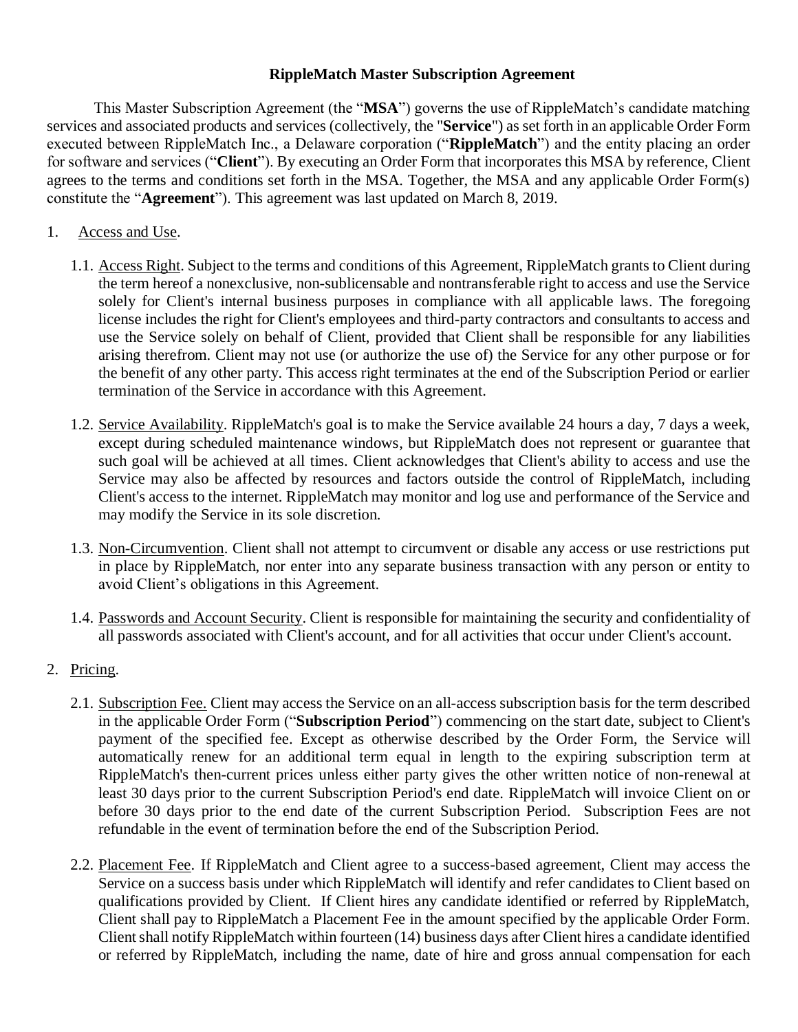# RippleMatch Master Subscription Agreement

This Master Subscription Agreement (the "**MSA**") governs the use of RippleMatch's candidate matching services and associated products and services (collectively, the "**Service**") as set forth in an applicable Order Form executed between RippleMatch Inc., a Delaware corporation ("**RippleMatch**") and the entity placing an order for software and services ("**Client**"). By executing an Order Form that incorporates this MSA by reference, Client agrees to the terms and conditions set forth in the MSA. Together, the MSA and any applicable Order Form(s) constitute the "**Agreement**"). This agreement was last updated on March 8, 2019.

1. Access and Use.

   1.1. Access Right. Subject to the terms and conditions of this Agreement, RippleMatch grants to Client during the term hereof a nonexclusive, non-sublicensable and nontransferable right to access and use the Service solely for Client's internal business purposes in compliance with all applicable laws. The foregoing license includes the right for Client's employees and third-party contractors and consultants to access and use the Service solely on behalf of Client, provided that Client shall be responsible for any liabilities arising therefrom. Client may not use (or authorize the use of) the Service for any other purpose or for the benefit of any other party. This access right terminates at the end of the Subscription Period or earlier termination of the Service in accordance with this Agreement.

   1.2. Service Availability. RippleMatch's goal is to make the Service available 24 hours a day, 7 days a week, except during scheduled maintenance windows, but RippleMatch does not represent or guarantee that such goal will be achieved at all times. Client acknowledges that Client's ability to access and use the Service may also be affected by resources and factors outside the control of RippleMatch, including Client's access to the internet. RippleMatch may monitor and log use and performance of the Service and may modify the Service in its sole discretion.

   1.3. Non-Circumvention. Client shall not attempt to circumvent or disable any access or use restrictions put in place by RippleMatch, nor enter into any separate business transaction with any person or entity to avoid Client's obligations in this Agreement.

   1.4. Passwords and Account Security. Client is responsible for maintaining the security and confidentiality of all passwords associated with Client's account, and for all activities that occur under Client's account.

2. Pricing.

   2.1. Subscription Fee. Client may access the Service on an all-access subscription basis for the term described in the applicable Order Form ("**Subscription Period**") commencing on the start date, subject to Client's payment of the specified fee. Except as otherwise described by the Order Form, the Service will automatically renew for an additional term equal in length to the expiring subscription term at RippleMatch's then-current prices unless either party gives the other written notice of non-renewal at least 30 days prior to the current Subscription Period's end date. RippleMatch will invoice Client on or before 30 days prior to the end date of the current Subscription Period. Subscription Fees are not refundable in the event of termination before the end of the Subscription Period.

   2.2. Placement Fee. If RippleMatch and Client agree to a success-based agreement, Client may access the Service on a success basis under which RippleMatch will identify and refer candidates to Client based on qualifications provided by Client. If Client hires any candidate identified or referred by RippleMatch, Client shall pay to RippleMatch a Placement Fee in the amount specified by the applicable Order Form. Client shall notify RippleMatch within fourteen (14) business days after Client hires a candidate identified or referred by RippleMatch, including the name, date of hire and gross annual compensation for each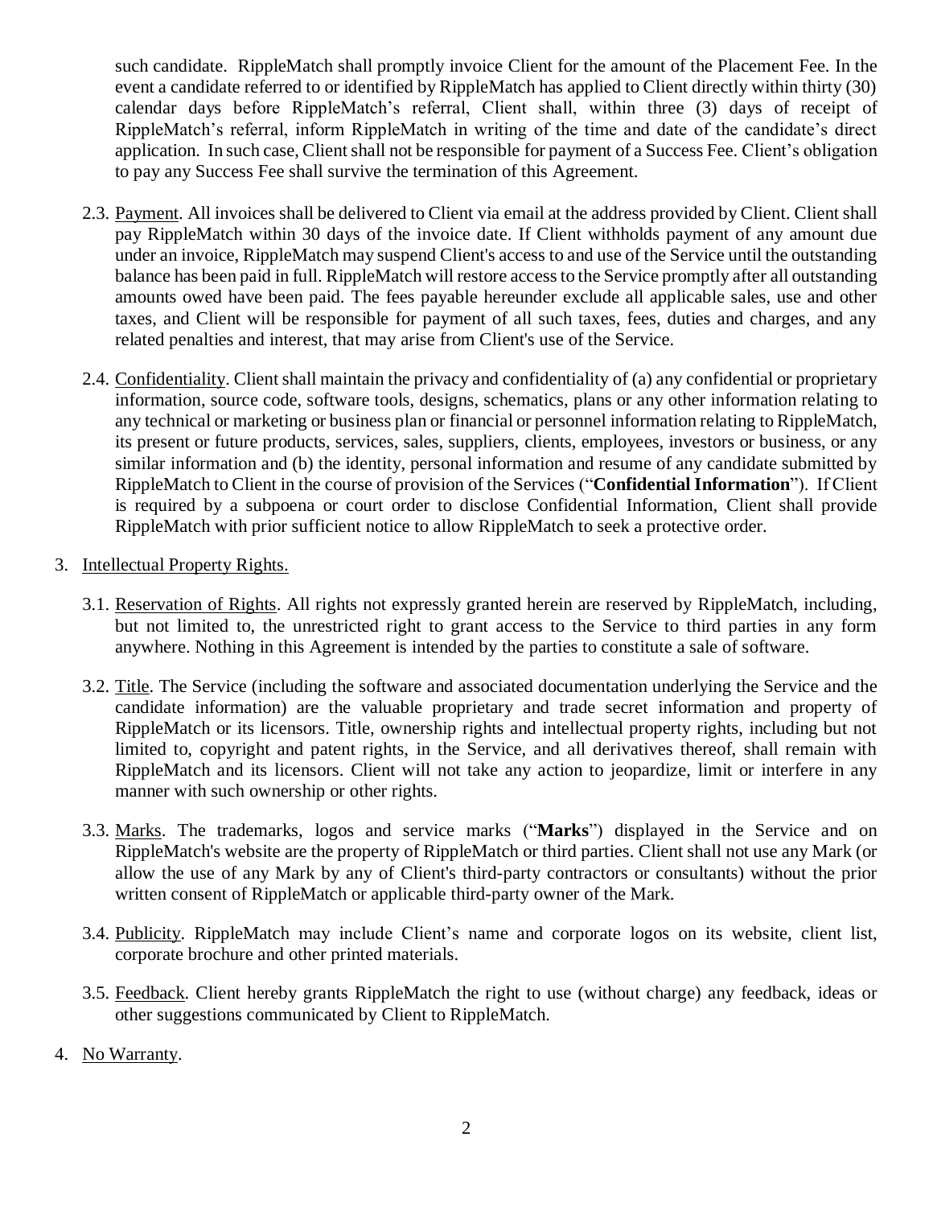such candidate. RippleMatch shall promptly invoice Client for the amount of the Placement Fee. In the event a candidate referred to or identified by RippleMatch has applied to Client directly within thirty (30) calendar days before RippleMatch's referral, Client shall, within three (3) days of receipt of RippleMatch's referral, inform RippleMatch in writing of the time and date of the candidate's direct application. In such case, Client shall not be responsible for payment of a Success Fee. Client's obligation to pay any Success Fee shall survive the termination of this Agreement.

2.3. Payment. All invoices shall be delivered to Client via email at the address provided by Client. Client shall pay RippleMatch within 30 days of the invoice date. If Client withholds payment of any amount due under an invoice, RippleMatch may suspend Client's access to and use of the Service until the outstanding balance has been paid in full. RippleMatch will restore access to the Service promptly after all outstanding amounts owed have been paid. The fees payable hereunder exclude all applicable sales, use and other taxes, and Client will be responsible for payment of all such taxes, fees, duties and charges, and any related penalties and interest, that may arise from Client's use of the Service.

2.4. Confidentiality. Client shall maintain the privacy and confidentiality of (a) any confidential or proprietary information, source code, software tools, designs, schematics, plans or any other information relating to any technical or marketing or business plan or financial or personnel information relating to RippleMatch, its present or future products, services, sales, suppliers, clients, employees, investors or business, or any similar information and (b) the identity, personal information and resume of any candidate submitted by RippleMatch to Client in the course of provision of the Services ("**Confidential Information**"). If Client is required by a subpoena or court order to disclose Confidential Information, Client shall provide RippleMatch with prior sufficient notice to allow RippleMatch to seek a protective order.

3. Intellectual Property Rights.

3.1. Reservation of Rights. All rights not expressly granted herein are reserved by RippleMatch, including, but not limited to, the unrestricted right to grant access to the Service to third parties in any form anywhere. Nothing in this Agreement is intended by the parties to constitute a sale of software.

3.2. Title. The Service (including the software and associated documentation underlying the Service and the candidate information) are the valuable proprietary and trade secret information and property of RippleMatch or its licensors. Title, ownership rights and intellectual property rights, including but not limited to, copyright and patent rights, in the Service, and all derivatives thereof, shall remain with RippleMatch and its licensors. Client will not take any action to jeopardize, limit or interfere in any manner with such ownership or other rights.

3.3. Marks. The trademarks, logos and service marks ("**Marks**") displayed in the Service and on RippleMatch's website are the property of RippleMatch or third parties. Client shall not use any Mark (or allow the use of any Mark by any of Client's third-party contractors or consultants) without the prior written consent of RippleMatch or applicable third-party owner of the Mark.

3.4. Publicity. RippleMatch may include Client's name and corporate logos on its website, client list, corporate brochure and other printed materials.

3.5. Feedback. Client hereby grants RippleMatch the right to use (without charge) any feedback, ideas or other suggestions communicated by Client to RippleMatch.

4. No Warranty.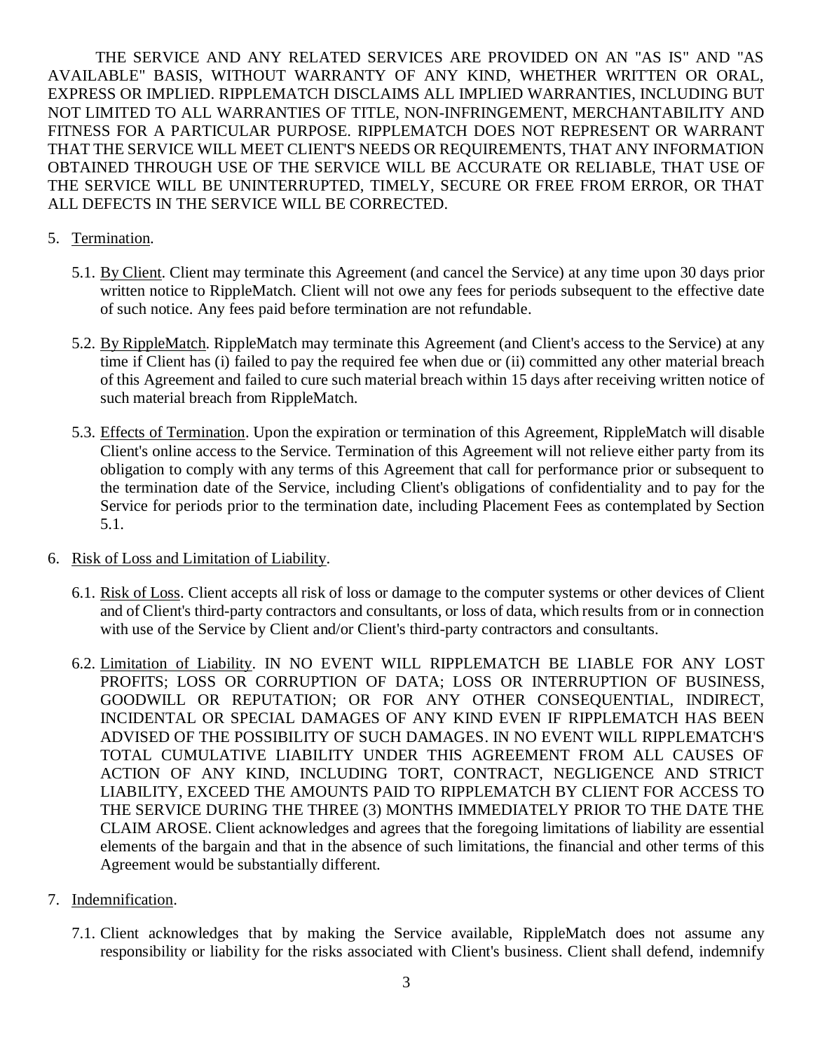THE SERVICE AND ANY RELATED SERVICES ARE PROVIDED ON AN "AS IS" AND "AS AVAILABLE" BASIS, WITHOUT WARRANTY OF ANY KIND, WHETHER WRITTEN OR ORAL, EXPRESS OR IMPLIED. RIPPLEMATCH DISCLAIMS ALL IMPLIED WARRANTIES, INCLUDING BUT NOT LIMITED TO ALL WARRANTIES OF TITLE, NON-INFRINGEMENT, MERCHANTABILITY AND FITNESS FOR A PARTICULAR PURPOSE. RIPPLEMATCH DOES NOT REPRESENT OR WARRANT THAT THE SERVICE WILL MEET CLIENT'S NEEDS OR REQUIREMENTS, THAT ANY INFORMATION OBTAINED THROUGH USE OF THE SERVICE WILL BE ACCURATE OR RELIABLE, THAT USE OF THE SERVICE WILL BE UNINTERRUPTED, TIMELY, SECURE OR FREE FROM ERROR, OR THAT ALL DEFECTS IN THE SERVICE WILL BE CORRECTED.

5. <u>Termination</u>.

   5.1. <u>By Client</u>. Client may terminate this Agreement (and cancel the Service) at any time upon 30 days prior written notice to RippleMatch. Client will not owe any fees for periods subsequent to the effective date of such notice. Any fees paid before termination are not refundable.

   5.2. <u>By RippleMatch</u>. RippleMatch may terminate this Agreement (and Client's access to the Service) at any time if Client has (i) failed to pay the required fee when due or (ii) committed any other material breach of this Agreement and failed to cure such material breach within 15 days after receiving written notice of such material breach from RippleMatch.

   5.3. <u>Effects of Termination</u>. Upon the expiration or termination of this Agreement, RippleMatch will disable Client's online access to the Service. Termination of this Agreement will not relieve either party from its obligation to comply with any terms of this Agreement that call for performance prior or subsequent to the termination date of the Service, including Client's obligations of confidentiality and to pay for the Service for periods prior to the termination date, including Placement Fees as contemplated by Section 5.1.

6. <u>Risk of Loss and Limitation of Liability</u>.

   6.1. <u>Risk of Loss</u>. Client accepts all risk of loss or damage to the computer systems or other devices of Client and of Client's third-party contractors and consultants, or loss of data, which results from or in connection with use of the Service by Client and/or Client's third-party contractors and consultants.

   6.2. <u>Limitation of Liability</u>. IN NO EVENT WILL RIPPLEMATCH BE LIABLE FOR ANY LOST PROFITS; LOSS OR CORRUPTION OF DATA; LOSS OR INTERRUPTION OF BUSINESS, GOODWILL OR REPUTATION; OR FOR ANY OTHER CONSEQUENTIAL, INDIRECT, INCIDENTAL OR SPECIAL DAMAGES OF ANY KIND EVEN IF RIPPLEMATCH HAS BEEN ADVISED OF THE POSSIBILITY OF SUCH DAMAGES. IN NO EVENT WILL RIPPLEMATCH'S TOTAL CUMULATIVE LIABILITY UNDER THIS AGREEMENT FROM ALL CAUSES OF ACTION OF ANY KIND, INCLUDING TORT, CONTRACT, NEGLIGENCE AND STRICT LIABILITY, EXCEED THE AMOUNTS PAID TO RIPPLEMATCH BY CLIENT FOR ACCESS TO THE SERVICE DURING THE THREE (3) MONTHS IMMEDIATELY PRIOR TO THE DATE THE CLAIM AROSE. Client acknowledges and agrees that the foregoing limitations of liability are essential elements of the bargain and that in the absence of such limitations, the financial and other terms of this Agreement would be substantially different.

7. <u>Indemnification</u>.

   7.1. Client acknowledges that by making the Service available, RippleMatch does not assume any responsibility or liability for the risks associated with Client's business. Client shall defend, indemnify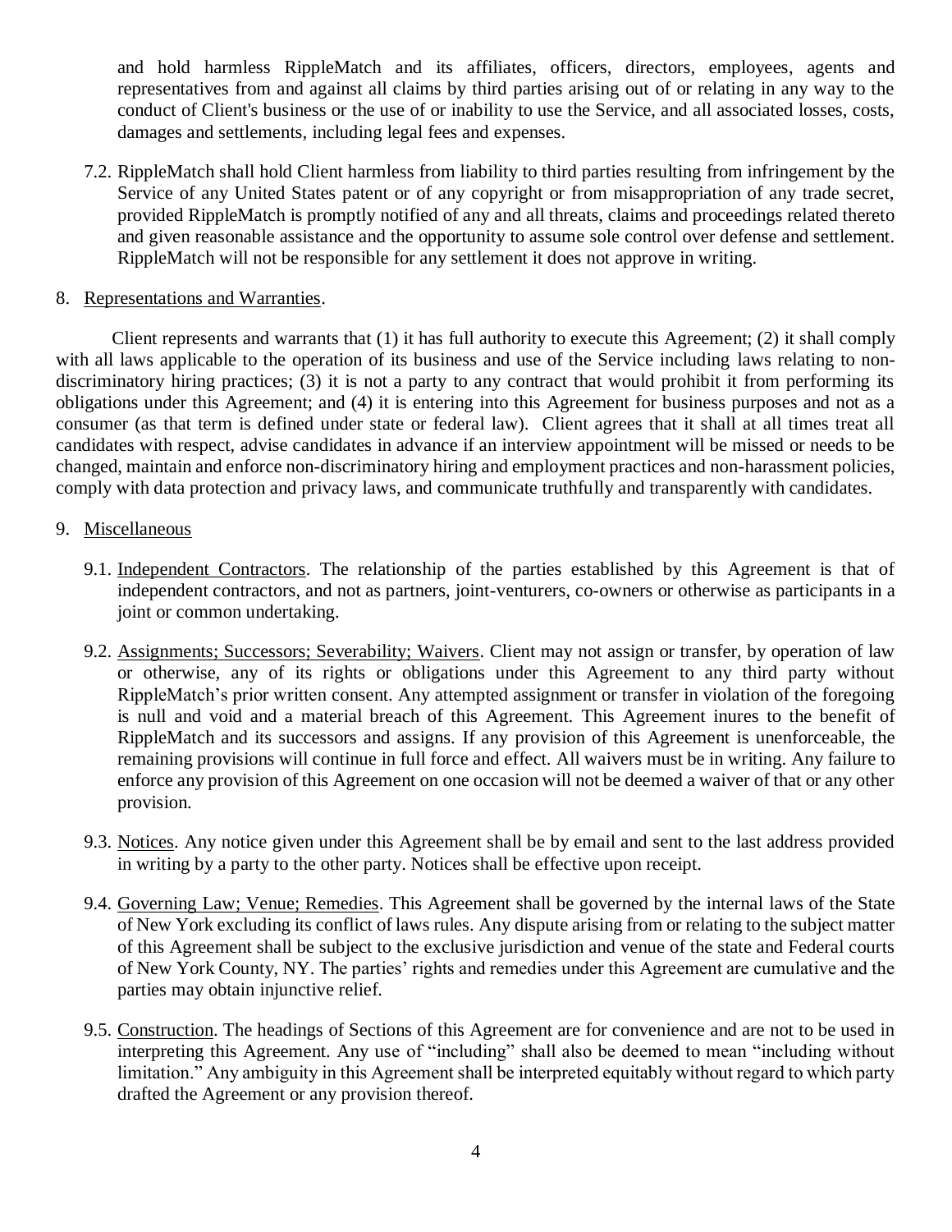and hold harmless RippleMatch and its affiliates, officers, directors, employees, agents and representatives from and against all claims by third parties arising out of or relating in any way to the conduct of Client's business or the use of or inability to use the Service, and all associated losses, costs, damages and settlements, including legal fees and expenses.

7.2. RippleMatch shall hold Client harmless from liability to third parties resulting from infringement by the Service of any United States patent or of any copyright or from misappropriation of any trade secret, provided RippleMatch is promptly notified of any and all threats, claims and proceedings related thereto and given reasonable assistance and the opportunity to assume sole control over defense and settlement. RippleMatch will not be responsible for any settlement it does not approve in writing.

8. Representations and Warranties.

Client represents and warrants that (1) it has full authority to execute this Agreement; (2) it shall comply with all laws applicable to the operation of its business and use of the Service including laws relating to non-discriminatory hiring practices; (3) it is not a party to any contract that would prohibit it from performing its obligations under this Agreement; and (4) it is entering into this Agreement for business purposes and not as a consumer (as that term is defined under state or federal law). Client agrees that it shall at all times treat all candidates with respect, advise candidates in advance if an interview appointment will be missed or needs to be changed, maintain and enforce non-discriminatory hiring and employment practices and non-harassment policies, comply with data protection and privacy laws, and communicate truthfully and transparently with candidates.

9. Miscellaneous

9.1. Independent Contractors. The relationship of the parties established by this Agreement is that of independent contractors, and not as partners, joint-venturers, co-owners or otherwise as participants in a joint or common undertaking.

9.2. Assignments; Successors; Severability; Waivers. Client may not assign or transfer, by operation of law or otherwise, any of its rights or obligations under this Agreement to any third party without RippleMatch's prior written consent. Any attempted assignment or transfer in violation of the foregoing is null and void and a material breach of this Agreement. This Agreement inures to the benefit of RippleMatch and its successors and assigns. If any provision of this Agreement is unenforceable, the remaining provisions will continue in full force and effect. All waivers must be in writing. Any failure to enforce any provision of this Agreement on one occasion will not be deemed a waiver of that or any other provision.

9.3. Notices. Any notice given under this Agreement shall be by email and sent to the last address provided in writing by a party to the other party. Notices shall be effective upon receipt.

9.4. Governing Law; Venue; Remedies. This Agreement shall be governed by the internal laws of the State of New York excluding its conflict of laws rules. Any dispute arising from or relating to the subject matter of this Agreement shall be subject to the exclusive jurisdiction and venue of the state and Federal courts of New York County, NY. The parties' rights and remedies under this Agreement are cumulative and the parties may obtain injunctive relief.

9.5. Construction. The headings of Sections of this Agreement are for convenience and are not to be used in interpreting this Agreement. Any use of "including" shall also be deemed to mean "including without limitation." Any ambiguity in this Agreement shall be interpreted equitably without regard to which party drafted the Agreement or any provision thereof.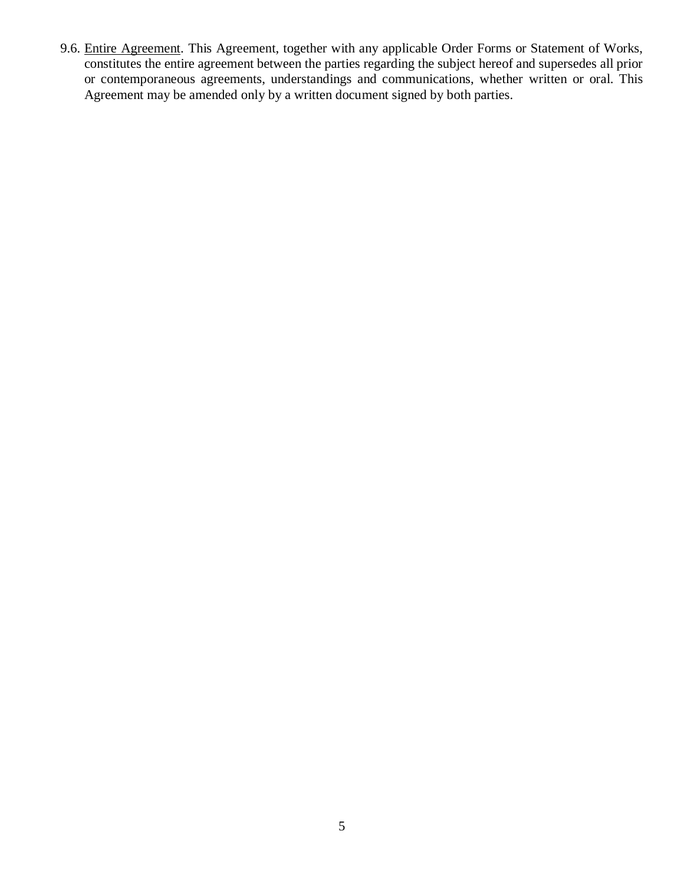9.6. <u>Entire Agreement</u>. This Agreement, together with any applicable Order Forms or Statement of Works, constitutes the entire agreement between the parties regarding the subject hereof and supersedes all prior or contemporaneous agreements, understandings and communications, whether written or oral. This Agreement may be amended only by a written document signed by both parties.